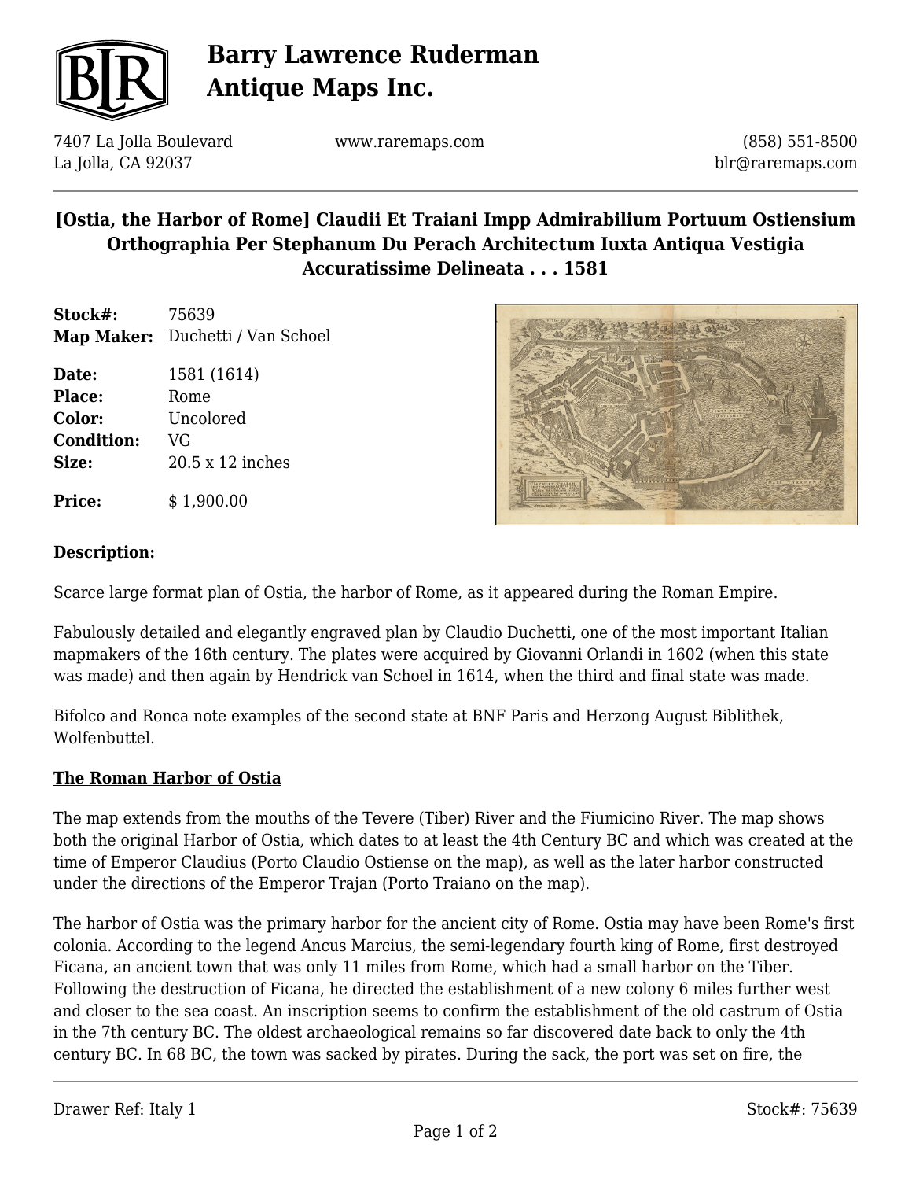# Barry Lawrence Ruderman Antique Maps Inc.

7407 La Jolla Boulevard
La Jolla, CA 92037

www.raremaps.com

(858) 551-8500
blr@raremaps.com

## [Ostia, the Harbor of Rome] Claudii Et Traiani Impp Admirabilium Portuum Ostiensium Orthographia Per Stephanum Du Perach Architectum Iuxta Antiqua Vestigia Accuratissime Delineata . . . 1581

**Stock#:** 75639
**Map Maker:** Duchetti / Van Schoel

**Date:** 1581 (1614)
**Place:** Rome
**Color:** Uncolored
**Condition:** VG
**Size:** 20.5 x 12 inches

**Price:** $ 1,900.00

### Description:

Scarce large format plan of Ostia, the harbor of Rome, as it appeared during the Roman Empire.

Fabulously detailed and elegantly engraved plan by Claudio Duchetti, one of the most important Italian mapmakers of the 16th century. The plates were acquired by Giovanni Orlandi in 1602 (when this state was made) and then again by Hendrick van Schoel in 1614, when the third and final state was made.

Bifolco and Ronca note examples of the second state at BNF Paris and Herzong August Biblithek, Wolfenbuttel.

**The Roman Harbor of Ostia**

The map extends from the mouths of the Tevere (Tiber) River and the Fiumicino River. The map shows both the original Harbor of Ostia, which dates to at least the 4th Century BC and which was created at the time of Emperor Claudius (Porto Claudio Ostiense on the map), as well as the later harbor constructed under the directions of the Emperor Trajan (Porto Traiano on the map).

The harbor of Ostia was the primary harbor for the ancient city of Rome. Ostia may have been Rome's first colonia. According to the legend Ancus Marcius, the semi-legendary fourth king of Rome, first destroyed Ficana, an ancient town that was only 11 miles from Rome, which had a small harbor on the Tiber. Following the destruction of Ficana, he directed the establishment of a new colony 6 miles further west and closer to the sea coast. An inscription seems to confirm the establishment of the old castrum of Ostia in the 7th century BC. The oldest archaeological remains so far discovered date back to only the 4th century BC. In 68 BC, the town was sacked by pirates. During the sack, the port was set on fire, the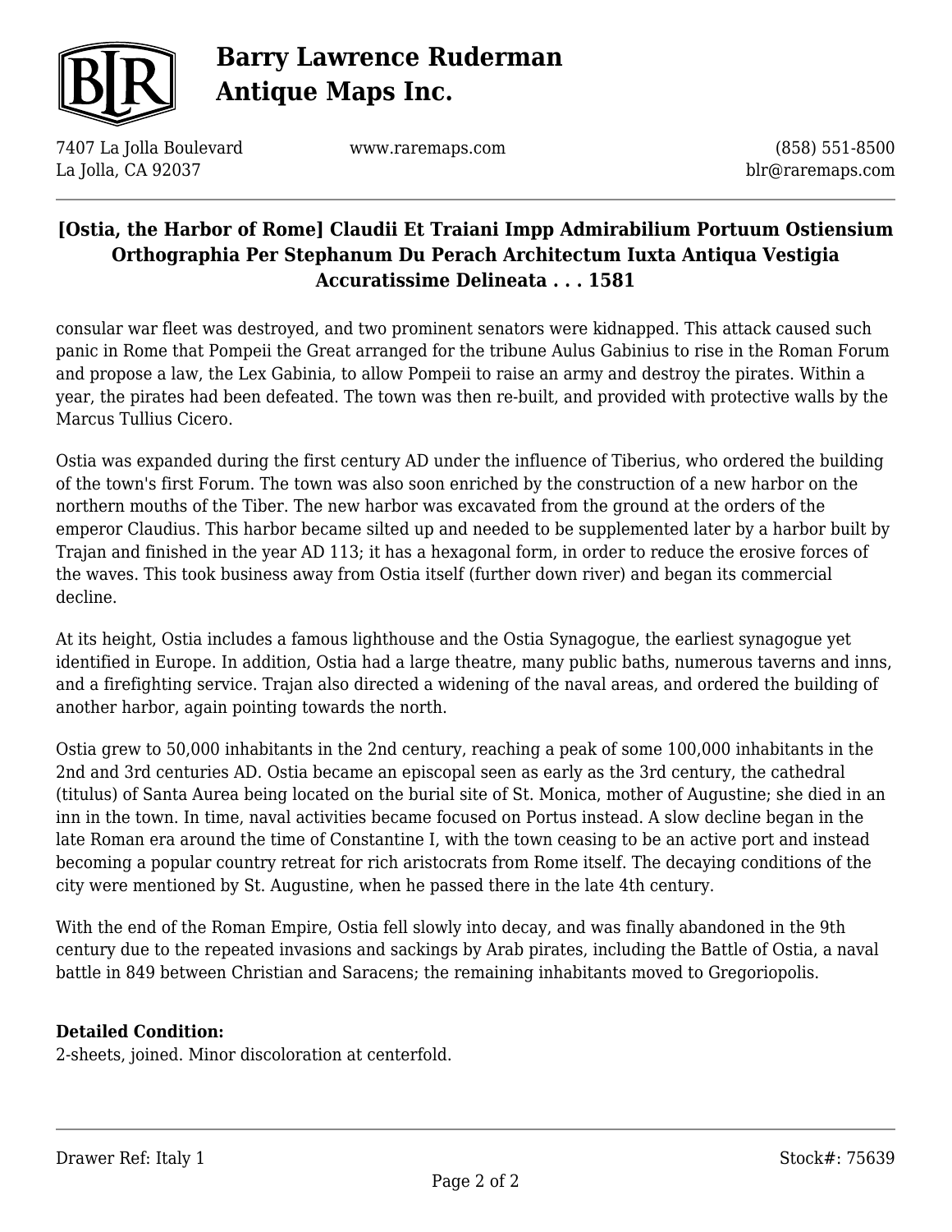## [Ostia, the Harbor of Rome] Claudii Et Traiani Impp Admirabilium Portuum Ostiensium Orthographia Per Stephanum Du Perach Architectum Iuxta Antiqua Vestigia Accuratissime Delineata . . . 1581

consular war fleet was destroyed, and two prominent senators were kidnapped. This attack caused such panic in Rome that Pompeii the Great arranged for the tribune Aulus Gabinius to rise in the Roman Forum and propose a law, the Lex Gabinia, to allow Pompeii to raise an army and destroy the pirates. Within a year, the pirates had been defeated. The town was then re-built, and provided with protective walls by the Marcus Tullius Cicero.

Ostia was expanded during the first century AD under the influence of Tiberius, who ordered the building of the town's first Forum. The town was also soon enriched by the construction of a new harbor on the northern mouths of the Tiber. The new harbor was excavated from the ground at the orders of the emperor Claudius. This harbor became silted up and needed to be supplemented later by a harbor built by Trajan and finished in the year AD 113; it has a hexagonal form, in order to reduce the erosive forces of the waves. This took business away from Ostia itself (further down river) and began its commercial decline.

At its height, Ostia includes a famous lighthouse and the Ostia Synagogue, the earliest synagogue yet identified in Europe. In addition, Ostia had a large theatre, many public baths, numerous taverns and inns, and a firefighting service. Trajan also directed a widening of the naval areas, and ordered the building of another harbor, again pointing towards the north.

Ostia grew to 50,000 inhabitants in the 2nd century, reaching a peak of some 100,000 inhabitants in the 2nd and 3rd centuries AD. Ostia became an episcopal seen as early as the 3rd century, the cathedral (titulus) of Santa Aurea being located on the burial site of St. Monica, mother of Augustine; she died in an inn in the town. In time, naval activities became focused on Portus instead. A slow decline began in the late Roman era around the time of Constantine I, with the town ceasing to be an active port and instead becoming a popular country retreat for rich aristocrats from Rome itself. The decaying conditions of the city were mentioned by St. Augustine, when he passed there in the late 4th century.

With the end of the Roman Empire, Ostia fell slowly into decay, and was finally abandoned in the 9th century due to the repeated invasions and sackings by Arab pirates, including the Battle of Ostia, a naval battle in 849 between Christian and Saracens; the remaining inhabitants moved to Gregoriopolis.

**Detailed Condition:**
2-sheets, joined. Minor discoloration at centerfold.

Drawer Ref: Italy 1

Stock#: 75639